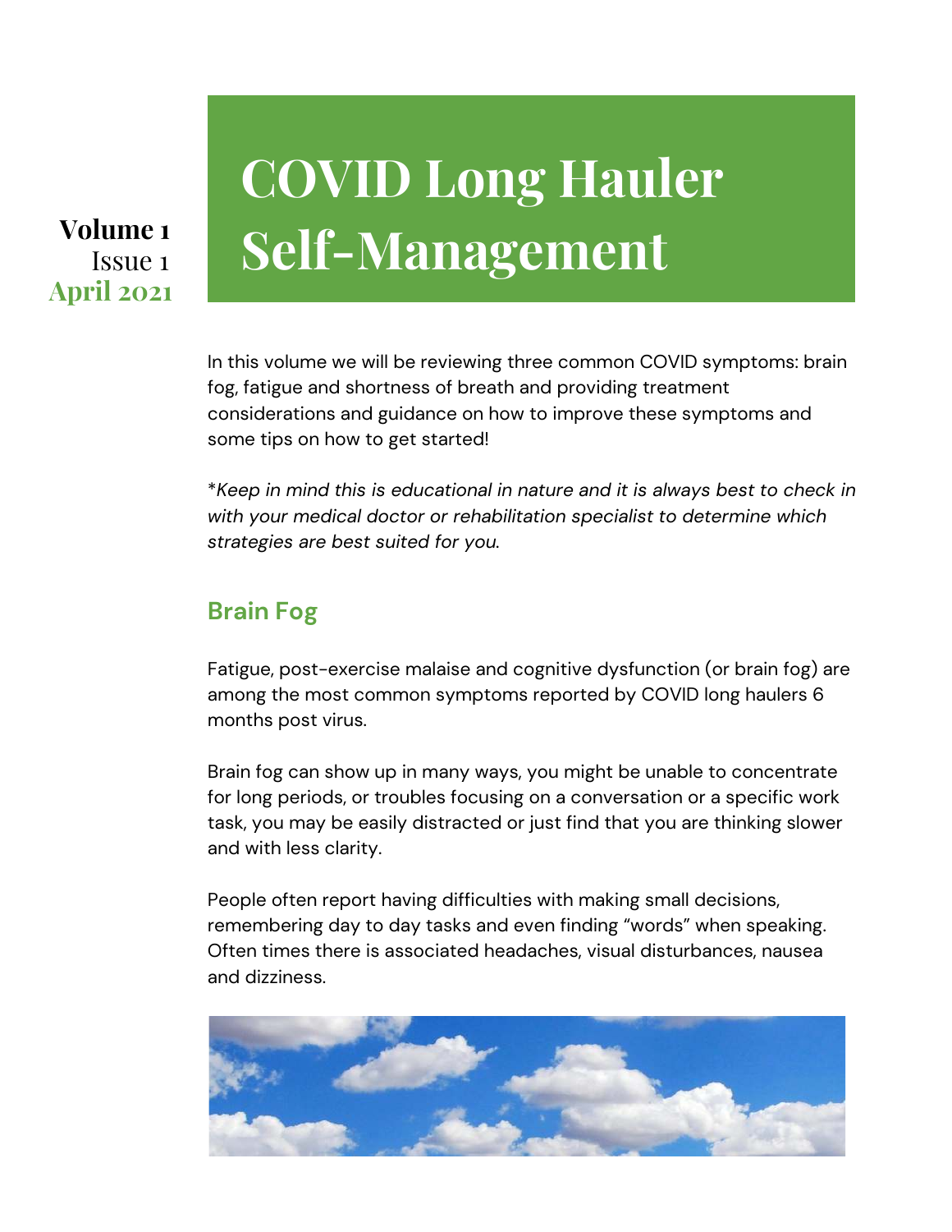Volume 1
Issue 1
April 2021

# COVID Long Hauler Self-Management

In this volume we will be reviewing three common COVID symptoms: brain fog, fatigue and shortness of breath and providing treatment considerations and guidance on how to improve these symptoms and some tips on how to get started!

**Keep in mind this is educational in nature and it is always best to check in with your medical doctor or rehabilitation specialist to determine which strategies are best suited for you.*

## Brain Fog

Fatigue, post-exercise malaise and cognitive dysfunction (or brain fog) are among the most common symptoms reported by COVID long haulers 6 months post virus.

Brain fog can show up in many ways, you might be unable to concentrate for long periods, or troubles focusing on a conversation or a specific work task, you may be easily distracted or just find that you are thinking slower and with less clarity.

People often report having difficulties with making small decisions, remembering day to day tasks and even finding "words" when speaking. Often times there is associated headaches, visual disturbances, nausea and dizziness.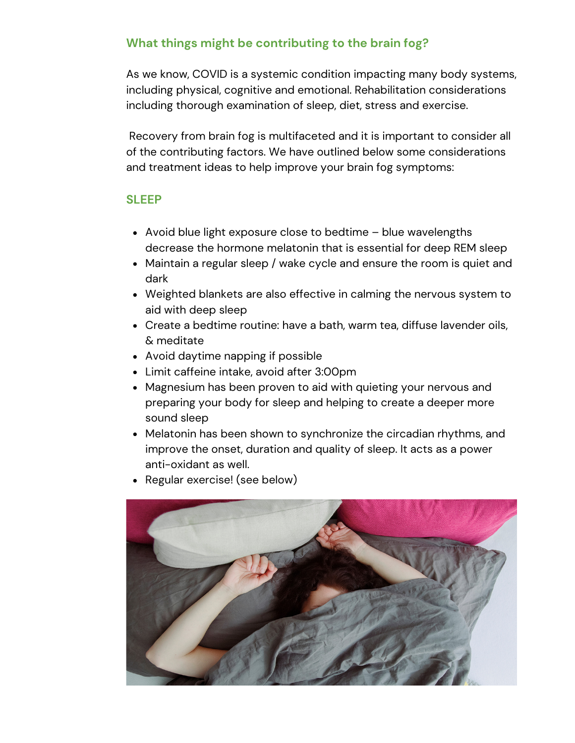## What things might be contributing to the brain fog?

As we know, COVID is a systemic condition impacting many body systems, including physical, cognitive and emotional. Rehabilitation considerations including thorough examination of sleep, diet, stress and exercise.

Recovery from brain fog is multifaceted and it is important to consider all of the contributing factors. We have outlined below some considerations and treatment ideas to help improve your brain fog symptoms:

### SLEEP

- Avoid blue light exposure close to bedtime – blue wavelengths decrease the hormone melatonin that is essential for deep REM sleep
- Maintain a regular sleep / wake cycle and ensure the room is quiet and dark
- Weighted blankets are also effective in calming the nervous system to aid with deep sleep
- Create a bedtime routine: have a bath, warm tea, diffuse lavender oils, & meditate
- Avoid daytime napping if possible
- Limit caffeine intake, avoid after 3:00pm
- Magnesium has been proven to aid with quieting your nervous and preparing your body for sleep and helping to create a deeper more sound sleep
- Melatonin has been shown to synchronize the circadian rhythms, and improve the onset, duration and quality of sleep. It acts as a power anti-oxidant as well.
- Regular exercise! (see below)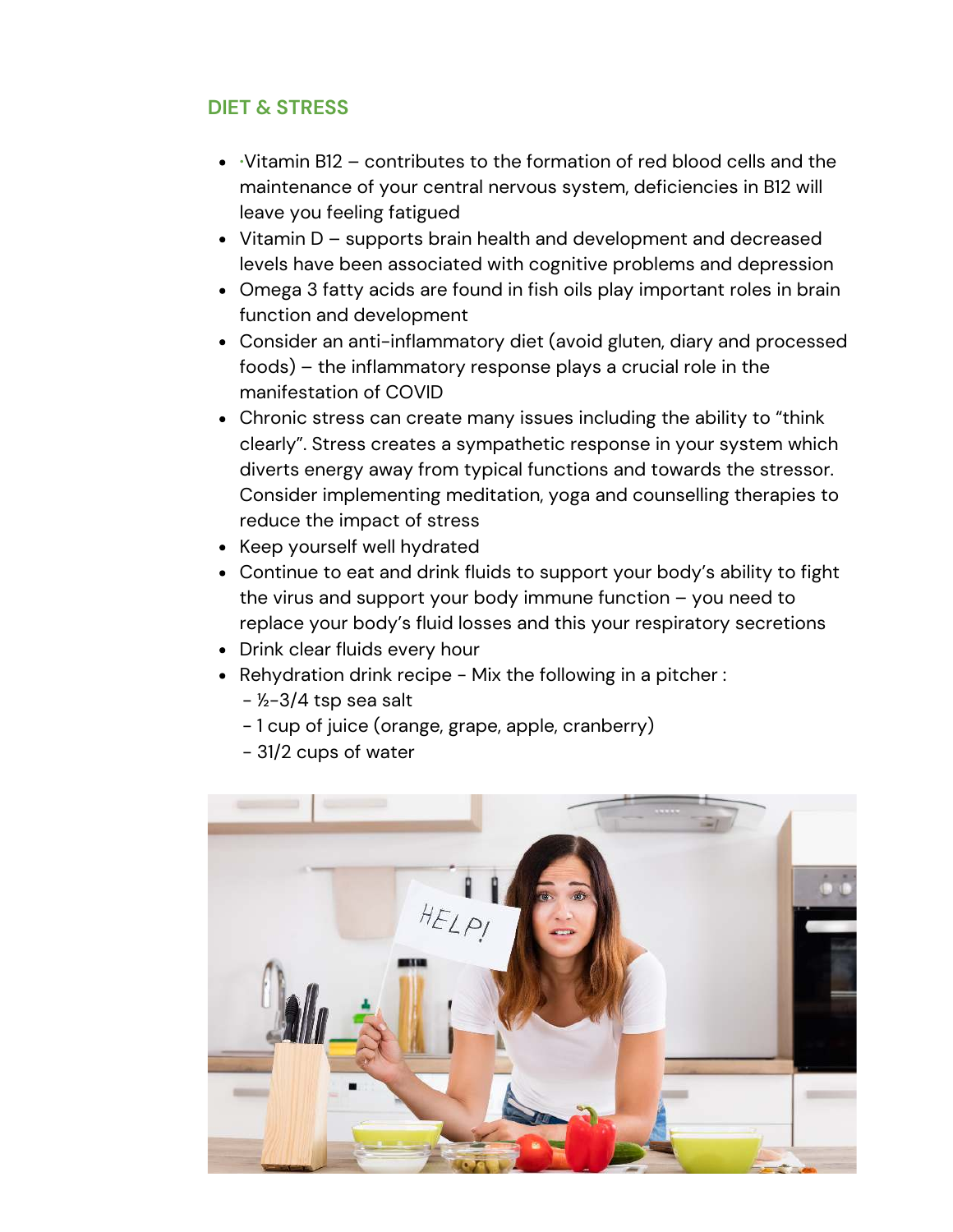## DIET & STRESS

- ·Vitamin B12 – contributes to the formation of red blood cells and the maintenance of your central nervous system, deficiencies in B12 will leave you feeling fatigued
- Vitamin D – supports brain health and development and decreased levels have been associated with cognitive problems and depression
- Omega 3 fatty acids are found in fish oils play important roles in brain function and development
- Consider an anti-inflammatory diet (avoid gluten, diary and processed foods) – the inflammatory response plays a crucial role in the manifestation of COVID
- Chronic stress can create many issues including the ability to "think clearly". Stress creates a sympathetic response in your system which diverts energy away from typical functions and towards the stressor. Consider implementing meditation, yoga and counselling therapies to reduce the impact of stress
- Keep yourself well hydrated
- Continue to eat and drink fluids to support your body's ability to fight the virus and support your body immune function – you need to replace your body's fluid losses and this your respiratory secretions
- Drink clear fluids every hour
- Rehydration drink recipe - Mix the following in a pitcher :
  - ½-3/4 tsp sea salt
  - 1 cup of juice (orange, grape, apple, cranberry)
  - 31/2 cups of water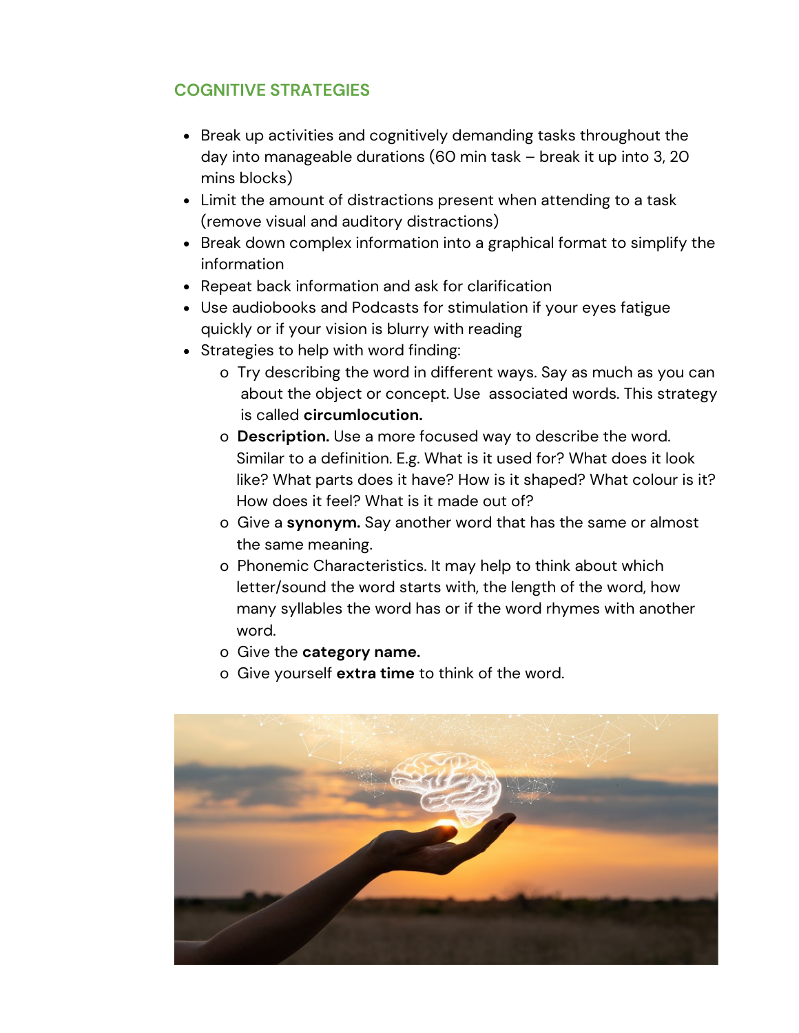## COGNITIVE STRATEGIES

- Break up activities and cognitively demanding tasks throughout the day into manageable durations (60 min task – break it up into 3, 20 mins blocks)
- Limit the amount of distractions present when attending to a task (remove visual and auditory distractions)
- Break down complex information into a graphical format to simplify the information
- Repeat back information and ask for clarification
- Use audiobooks and Podcasts for stimulation if your eyes fatigue quickly or if your vision is blurry with reading
- Strategies to help with word finding:
  - Try describing the word in different ways. Say as much as you can about the object or concept. Use associated words. This strategy is called **circumlocution.**
  - **Description.** Use a more focused way to describe the word. Similar to a definition. E.g. What is it used for? What does it look like? What parts does it have? How is it shaped? What colour is it? How does it feel? What is it made out of?
  - Give a **synonym.** Say another word that has the same or almost the same meaning.
  - Phonemic Characteristics. It may help to think about which letter/sound the word starts with, the length of the word, how many syllables the word has or if the word rhymes with another word.
  - Give the **category name.**
  - Give yourself **extra time** to think of the word.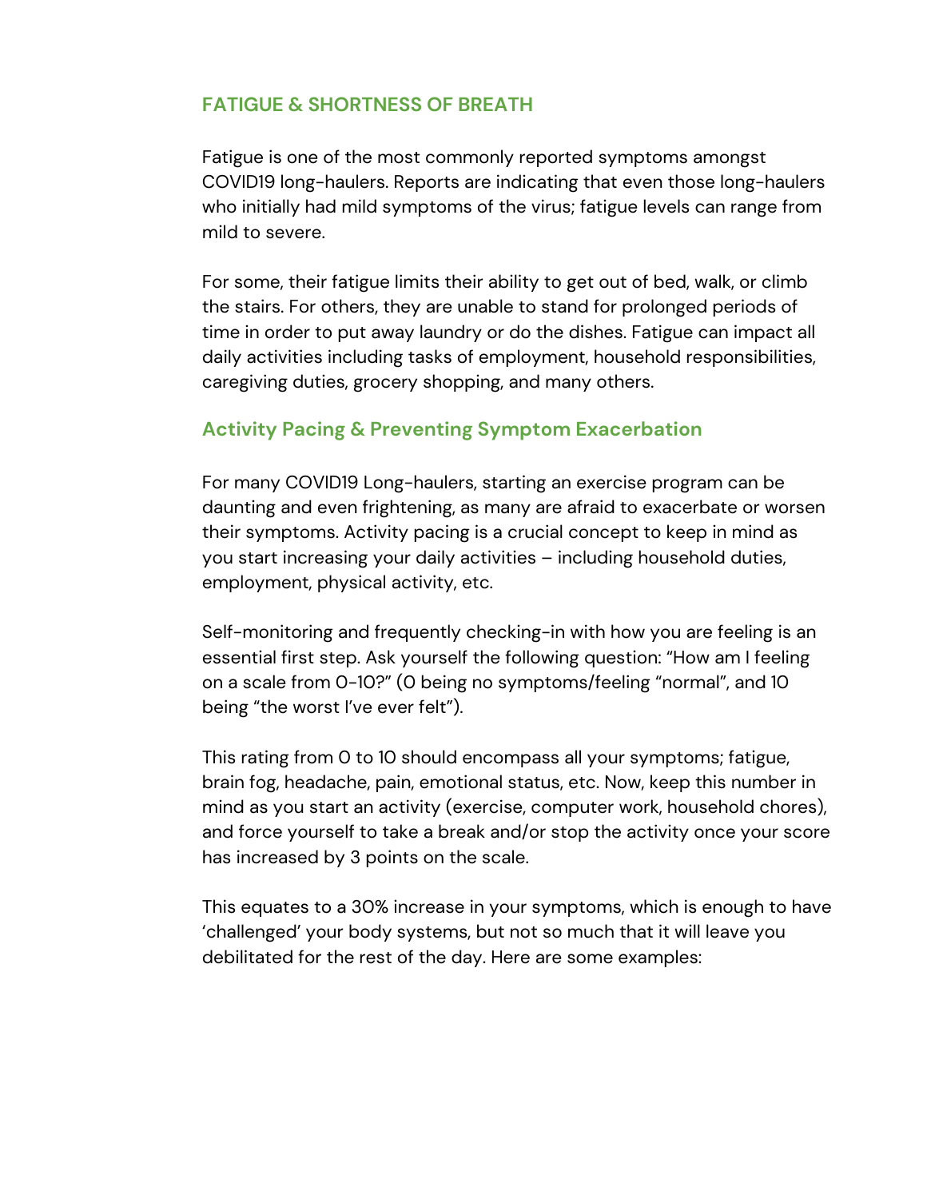## FATIGUE & SHORTNESS OF BREATH

Fatigue is one of the most commonly reported symptoms amongst COVID19 long-haulers. Reports are indicating that even those long-haulers who initially had mild symptoms of the virus; fatigue levels can range from mild to severe.

For some, their fatigue limits their ability to get out of bed, walk, or climb the stairs. For others, they are unable to stand for prolonged periods of time in order to put away laundry or do the dishes. Fatigue can impact all daily activities including tasks of employment, household responsibilities, caregiving duties, grocery shopping, and many others.

### Activity Pacing & Preventing Symptom Exacerbation

For many COVID19 Long-haulers, starting an exercise program can be daunting and even frightening, as many are afraid to exacerbate or worsen their symptoms. Activity pacing is a crucial concept to keep in mind as you start increasing your daily activities – including household duties, employment, physical activity, etc.

Self-monitoring and frequently checking-in with how you are feeling is an essential first step. Ask yourself the following question: "How am I feeling on a scale from 0-10?" (0 being no symptoms/feeling "normal", and 10 being "the worst I've ever felt").

This rating from 0 to 10 should encompass all your symptoms; fatigue, brain fog, headache, pain, emotional status, etc. Now, keep this number in mind as you start an activity (exercise, computer work, household chores), and force yourself to take a break and/or stop the activity once your score has increased by 3 points on the scale.

This equates to a 30% increase in your symptoms, which is enough to have 'challenged' your body systems, but not so much that it will leave you debilitated for the rest of the day. Here are some examples: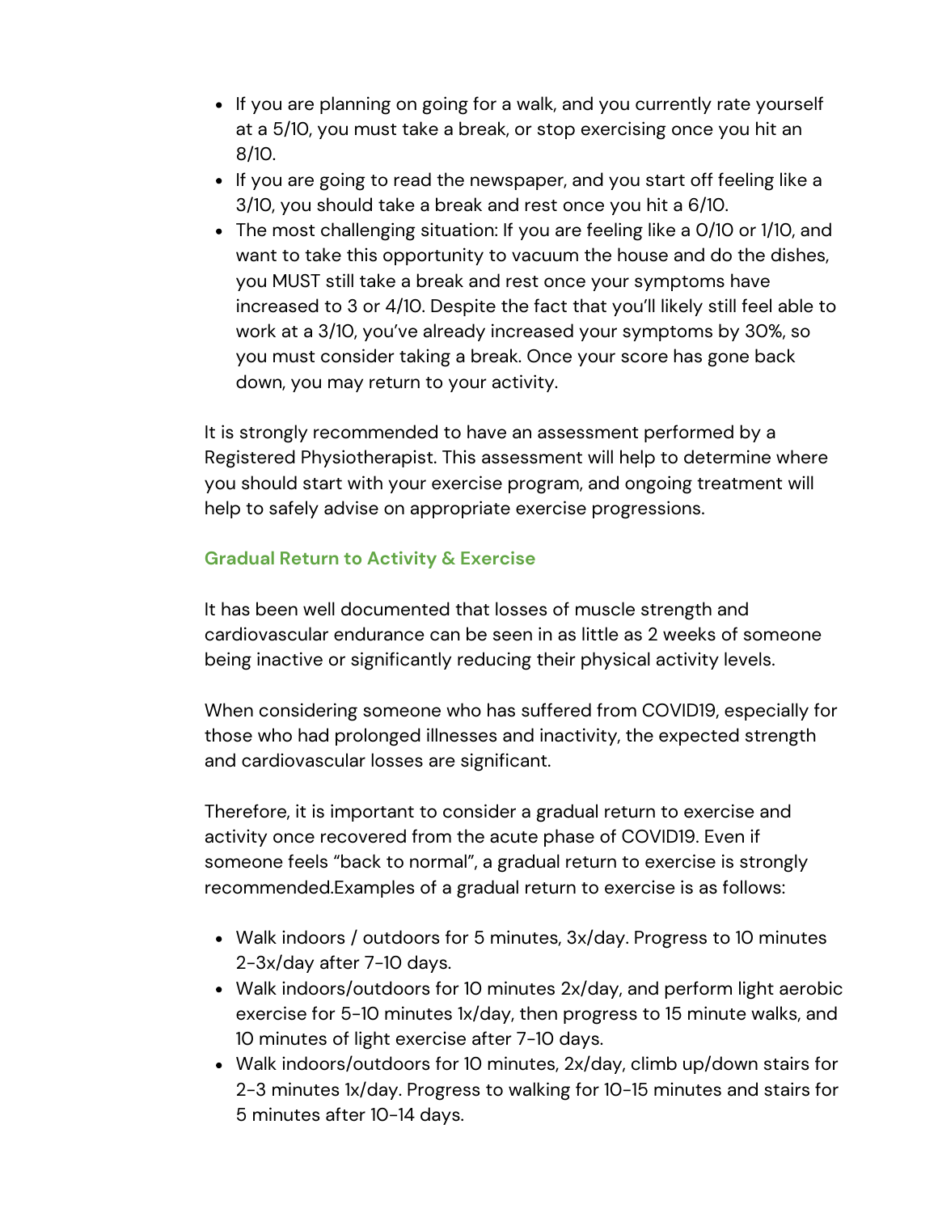- If you are planning on going for a walk, and you currently rate yourself at a 5/10, you must take a break, or stop exercising once you hit an 8/10.
- If you are going to read the newspaper, and you start off feeling like a 3/10, you should take a break and rest once you hit a 6/10.
- The most challenging situation: If you are feeling like a 0/10 or 1/10, and want to take this opportunity to vacuum the house and do the dishes, you MUST still take a break and rest once your symptoms have increased to 3 or 4/10. Despite the fact that you'll likely still feel able to work at a 3/10, you've already increased your symptoms by 30%, so you must consider taking a break. Once your score has gone back down, you may return to your activity.

It is strongly recommended to have an assessment performed by a Registered Physiotherapist. This assessment will help to determine where you should start with your exercise program, and ongoing treatment will help to safely advise on appropriate exercise progressions.

### Gradual Return to Activity & Exercise

It has been well documented that losses of muscle strength and cardiovascular endurance can be seen in as little as 2 weeks of someone being inactive or significantly reducing their physical activity levels.

When considering someone who has suffered from COVID19, especially for those who had prolonged illnesses and inactivity, the expected strength and cardiovascular losses are significant.

Therefore, it is important to consider a gradual return to exercise and activity once recovered from the acute phase of COVID19. Even if someone feels "back to normal", a gradual return to exercise is strongly recommended.Examples of a gradual return to exercise is as follows:

- Walk indoors / outdoors for 5 minutes, 3x/day. Progress to 10 minutes 2-3x/day after 7-10 days.
- Walk indoors/outdoors for 10 minutes 2x/day, and perform light aerobic exercise for 5-10 minutes 1x/day, then progress to 15 minute walks, and 10 minutes of light exercise after 7-10 days.
- Walk indoors/outdoors for 10 minutes, 2x/day, climb up/down stairs for 2-3 minutes 1x/day. Progress to walking for 10-15 minutes and stairs for 5 minutes after 10-14 days.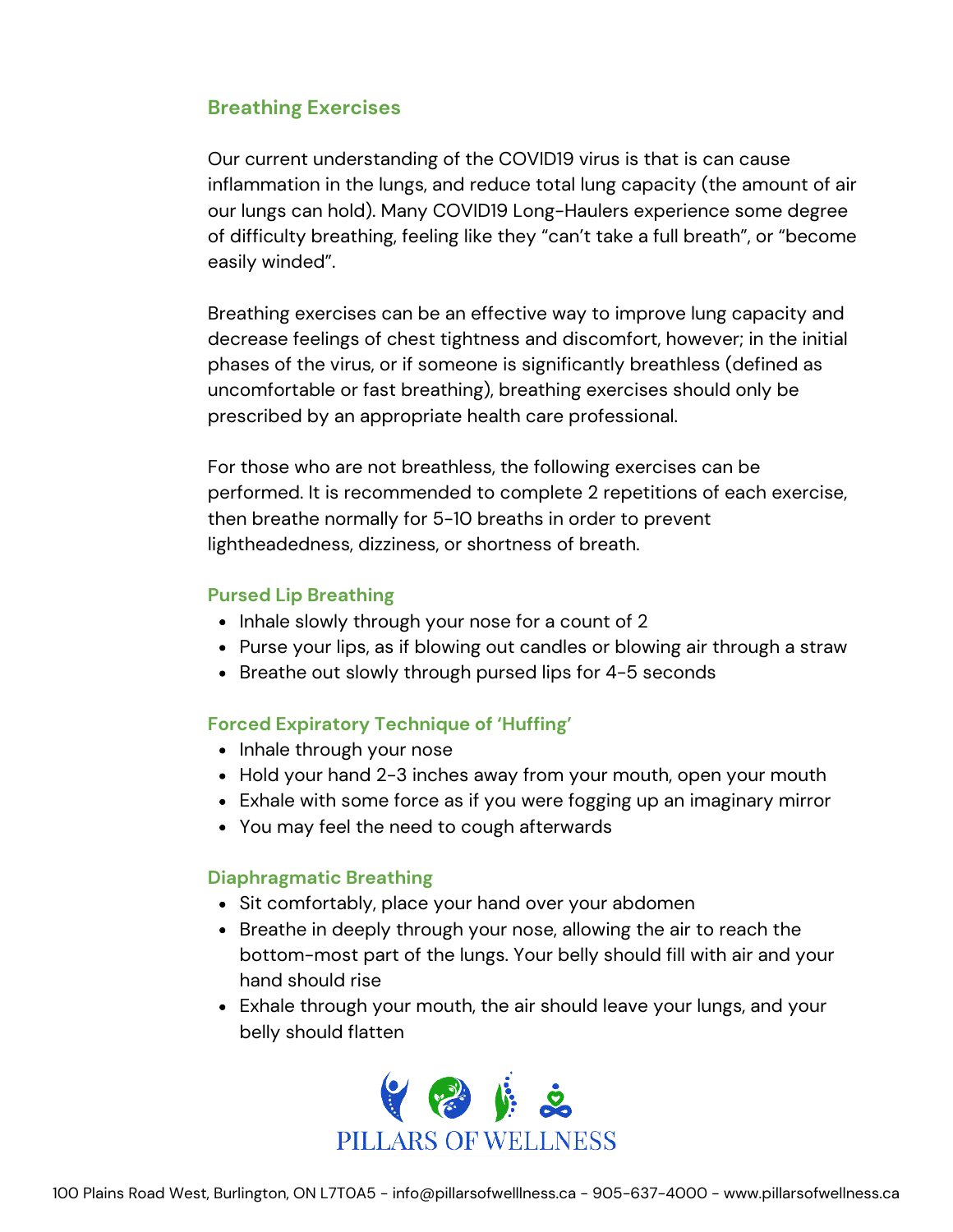## Breathing Exercises

Our current understanding of the COVID19 virus is that is can cause inflammation in the lungs, and reduce total lung capacity (the amount of air our lungs can hold). Many COVID19 Long-Haulers experience some degree of difficulty breathing, feeling like they "can't take a full breath", or "become easily winded".

Breathing exercises can be an effective way to improve lung capacity and decrease feelings of chest tightness and discomfort, however; in the initial phases of the virus, or if someone is significantly breathless (defined as uncomfortable or fast breathing), breathing exercises should only be prescribed by an appropriate health care professional.

For those who are not breathless, the following exercises can be performed. It is recommended to complete 2 repetitions of each exercise, then breathe normally for 5-10 breaths in order to prevent lightheadedness, dizziness, or shortness of breath.

### Pursed Lip Breathing

- Inhale slowly through your nose for a count of 2
- Purse your lips, as if blowing out candles or blowing air through a straw
- Breathe out slowly through pursed lips for 4-5 seconds

### Forced Expiratory Technique of 'Huffing'

- Inhale through your nose
- Hold your hand 2-3 inches away from your mouth, open your mouth
- Exhale with some force as if you were fogging up an imaginary mirror
- You may feel the need to cough afterwards

### Diaphragmatic Breathing

- Sit comfortably, place your hand over your abdomen
- Breathe in deeply through your nose, allowing the air to reach the bottom-most part of the lungs. Your belly should fill with air and your hand should rise
- Exhale through your mouth, the air should leave your lungs, and your belly should flatten

PILLARS OF WELLNESS

100 Plains Road West, Burlington, ON L7T0A5 - info@pillarsofwelllness.ca - 905-637-4000 - www.pillarsofwellness.ca